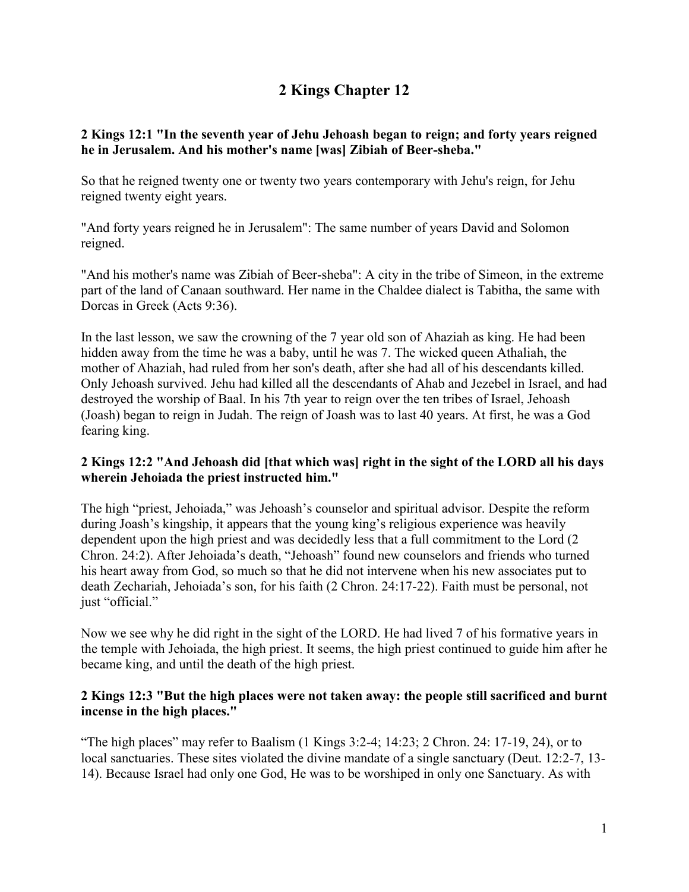# 2 Kings Chapter 12

**2 Kings 12:1 "In the seventh year of Jehu Jehoash began to reign; and forty years reigned he in Jerusalem. And his mother's name [was] Zibiah of Beer-sheba."**

So that he reigned twenty one or twenty two years contemporary with Jehu's reign, for Jehu reigned twenty eight years.

"And forty years reigned he in Jerusalem": The same number of years David and Solomon reigned.

"And his mother's name was Zibiah of Beer-sheba": A city in the tribe of Simeon, in the extreme part of the land of Canaan southward. Her name in the Chaldee dialect is Tabitha, the same with Dorcas in Greek (Acts 9:36).

In the last lesson, we saw the crowning of the 7 year old son of Ahaziah as king. He had been hidden away from the time he was a baby, until he was 7. The wicked queen Athaliah, the mother of Ahaziah, had ruled from her son's death, after she had all of his descendants killed. Only Jehoash survived. Jehu had killed all the descendants of Ahab and Jezebel in Israel, and had destroyed the worship of Baal. In his 7th year to reign over the ten tribes of Israel, Jehoash (Joash) began to reign in Judah. The reign of Joash was to last 40 years. At first, he was a God fearing king.

**2 Kings 12:2 "And Jehoash did [that which was] right in the sight of the LORD all his days wherein Jehoiada the priest instructed him."**

The high "priest, Jehoiada," was Jehoash's counselor and spiritual advisor. Despite the reform during Joash's kingship, it appears that the young king's religious experience was heavily dependent upon the high priest and was decidedly less that a full commitment to the Lord (2 Chron. 24:2). After Jehoiada's death, "Jehoash" found new counselors and friends who turned his heart away from God, so much so that he did not intervene when his new associates put to death Zechariah, Jehoiada's son, for his faith (2 Chron. 24:17-22). Faith must be personal, not just "official."

Now we see why he did right in the sight of the LORD. He had lived 7 of his formative years in the temple with Jehoiada, the high priest. It seems, the high priest continued to guide him after he became king, and until the death of the high priest.

**2 Kings 12:3 "But the high places were not taken away: the people still sacrificed and burnt incense in the high places."**

"The high places" may refer to Baalism (1 Kings 3:2-4; 14:23; 2 Chron. 24: 17-19, 24), or to local sanctuaries. These sites violated the divine mandate of a single sanctuary (Deut. 12:2-7, 13-14). Because Israel had only one God, He was to be worshiped in only one Sanctuary. As with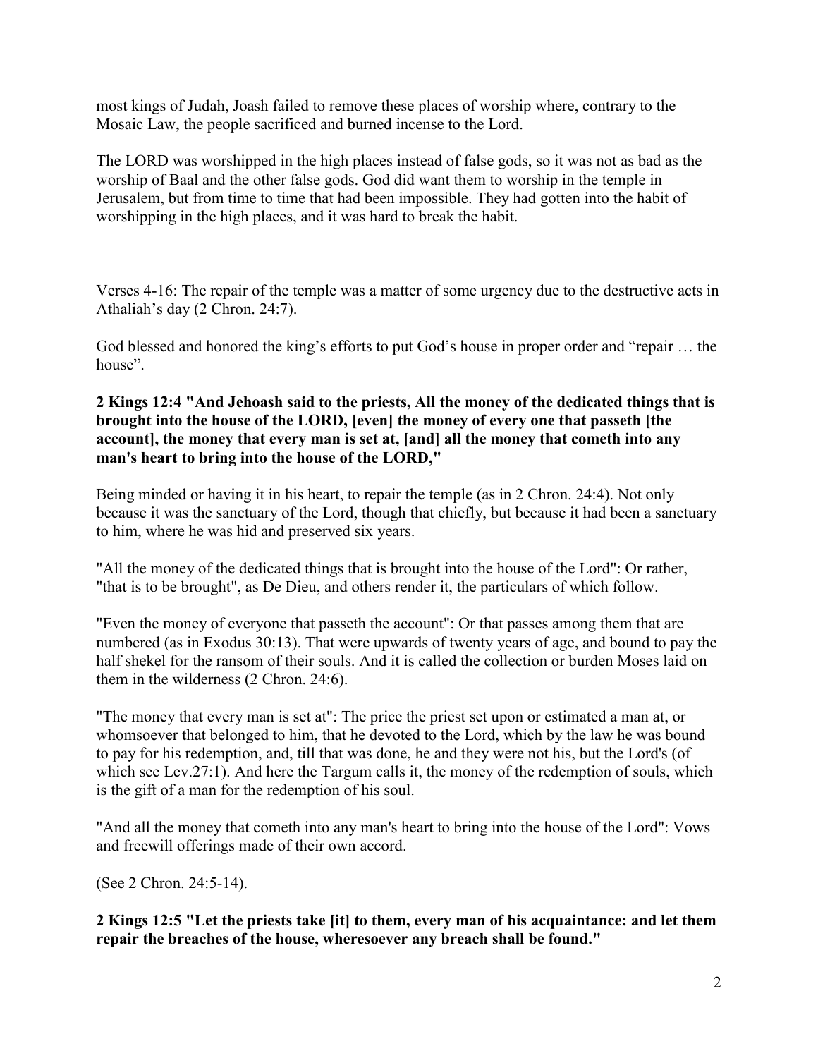most kings of Judah, Joash failed to remove these places of worship where, contrary to the Mosaic Law, the people sacrificed and burned incense to the Lord.

The LORD was worshipped in the high places instead of false gods, so it was not as bad as the worship of Baal and the other false gods. God did want them to worship in the temple in Jerusalem, but from time to time that had been impossible. They had gotten into the habit of worshipping in the high places, and it was hard to break the habit.

Verses 4-16: The repair of the temple was a matter of some urgency due to the destructive acts in Athaliah's day (2 Chron. 24:7).

God blessed and honored the king's efforts to put God's house in proper order and "repair … the house".

**2 Kings 12:4 "And Jehoash said to the priests, All the money of the dedicated things that is brought into the house of the LORD, [even] the money of every one that passeth [the account], the money that every man is set at, [and] all the money that cometh into any man's heart to bring into the house of the LORD,"**

Being minded or having it in his heart, to repair the temple (as in 2 Chron. 24:4). Not only because it was the sanctuary of the Lord, though that chiefly, but because it had been a sanctuary to him, where he was hid and preserved six years.

"All the money of the dedicated things that is brought into the house of the Lord": Or rather, "that is to be brought", as De Dieu, and others render it, the particulars of which follow.

"Even the money of everyone that passeth the account": Or that passes among them that are numbered (as in Exodus 30:13). That were upwards of twenty years of age, and bound to pay the half shekel for the ransom of their souls. And it is called the collection or burden Moses laid on them in the wilderness (2 Chron. 24:6).

"The money that every man is set at": The price the priest set upon or estimated a man at, or whomsoever that belonged to him, that he devoted to the Lord, which by the law he was bound to pay for his redemption, and, till that was done, he and they were not his, but the Lord's (of which see Lev.27:1). And here the Targum calls it, the money of the redemption of souls, which is the gift of a man for the redemption of his soul.

"And all the money that cometh into any man's heart to bring into the house of the Lord": Vows and freewill offerings made of their own accord.

(See 2 Chron. 24:5-14).

**2 Kings 12:5 "Let the priests take [it] to them, every man of his acquaintance: and let them repair the breaches of the house, wheresoever any breach shall be found."**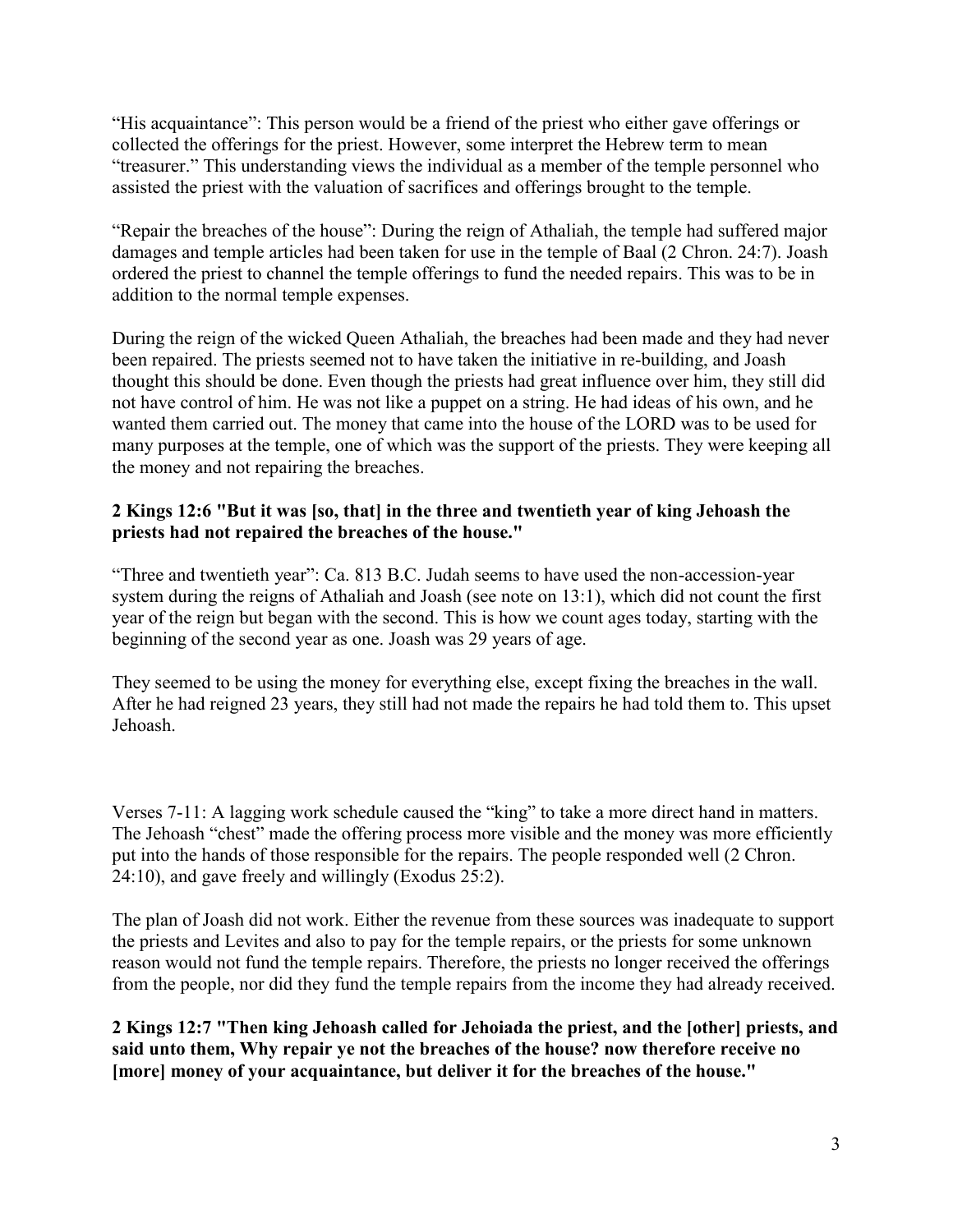“His acquaintance”: This person would be a friend of the priest who either gave offerings or collected the offerings for the priest. However, some interpret the Hebrew term to mean “treasurer.” This understanding views the individual as a member of the temple personnel who assisted the priest with the valuation of sacrifices and offerings brought to the temple.

“Repair the breaches of the house”: During the reign of Athaliah, the temple had suffered major damages and temple articles had been taken for use in the temple of Baal (2 Chron. 24:7). Joash ordered the priest to channel the temple offerings to fund the needed repairs. This was to be in addition to the normal temple expenses.

During the reign of the wicked Queen Athaliah, the breaches had been made and they had never been repaired. The priests seemed not to have taken the initiative in re-building, and Joash thought this should be done. Even though the priests had great influence over him, they still did not have control of him. He was not like a puppet on a string. He had ideas of his own, and he wanted them carried out. The money that came into the house of the LORD was to be used for many purposes at the temple, one of which was the support of the priests. They were keeping all the money and not repairing the breaches.

**2 Kings 12:6 "But it was [so, that] in the three and twentieth year of king Jehoash the priests had not repaired the breaches of the house."**

“Three and twentieth year”: Ca. 813 B.C. Judah seems to have used the non-accession-year system during the reigns of Athaliah and Joash (see note on 13:1), which did not count the first year of the reign but began with the second. This is how we count ages today, starting with the beginning of the second year as one. Joash was 29 years of age.

They seemed to be using the money for everything else, except fixing the breaches in the wall. After he had reigned 23 years, they still had not made the repairs he had told them to. This upset Jehoash.

Verses 7-11: A lagging work schedule caused the “king” to take a more direct hand in matters. The Jehoash “chest” made the offering process more visible and the money was more efficiently put into the hands of those responsible for the repairs. The people responded well (2 Chron. 24:10), and gave freely and willingly (Exodus 25:2).

The plan of Joash did not work. Either the revenue from these sources was inadequate to support the priests and Levites and also to pay for the temple repairs, or the priests for some unknown reason would not fund the temple repairs. Therefore, the priests no longer received the offerings from the people, nor did they fund the temple repairs from the income they had already received.

**2 Kings 12:7 "Then king Jehoash called for Jehoiada the priest, and the [other] priests, and said unto them, Why repair ye not the breaches of the house? now therefore receive no [more] money of your acquaintance, but deliver it for the breaches of the house."**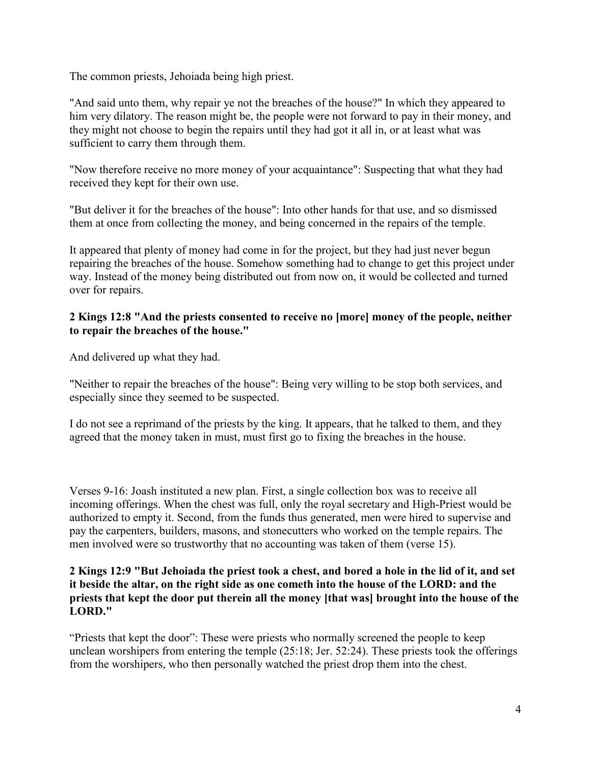The common priests, Jehoiada being high priest.

"And said unto them, why repair ye not the breaches of the house?" In which they appeared to him very dilatory. The reason might be, the people were not forward to pay in their money, and they might not choose to begin the repairs until they had got it all in, or at least what was sufficient to carry them through them.

"Now therefore receive no more money of your acquaintance": Suspecting that what they had received they kept for their own use.

"But deliver it for the breaches of the house": Into other hands for that use, and so dismissed them at once from collecting the money, and being concerned in the repairs of the temple.

It appeared that plenty of money had come in for the project, but they had just never begun repairing the breaches of the house. Somehow something had to change to get this project under way. Instead of the money being distributed out from now on, it would be collected and turned over for repairs.

**2 Kings 12:8 "And the priests consented to receive no [more] money of the people, neither to repair the breaches of the house."**

And delivered up what they had.

"Neither to repair the breaches of the house": Being very willing to be stop both services, and especially since they seemed to be suspected.

I do not see a reprimand of the priests by the king. It appears, that he talked to them, and they agreed that the money taken in must, must first go to fixing the breaches in the house.

Verses 9-16: Joash instituted a new plan. First, a single collection box was to receive all incoming offerings. When the chest was full, only the royal secretary and High-Priest would be authorized to empty it. Second, from the funds thus generated, men were hired to supervise and pay the carpenters, builders, masons, and stonecutters who worked on the temple repairs. The men involved were so trustworthy that no accounting was taken of them (verse 15).

**2 Kings 12:9 "But Jehoiada the priest took a chest, and bored a hole in the lid of it, and set it beside the altar, on the right side as one cometh into the house of the LORD: and the priests that kept the door put therein all the money [that was] brought into the house of the LORD."**

"Priests that kept the door": These were priests who normally screened the people to keep unclean worshipers from entering the temple (25:18; Jer. 52:24). These priests took the offerings from the worshipers, who then personally watched the priest drop them into the chest.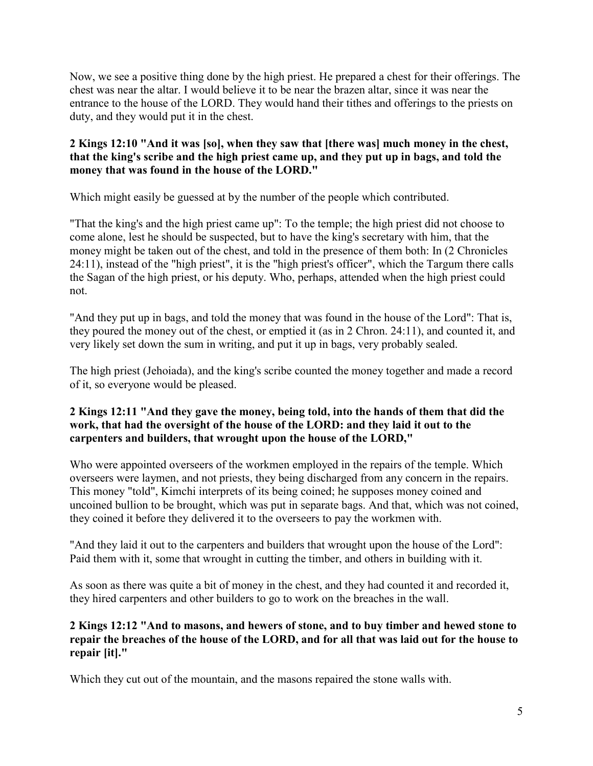Now, we see a positive thing done by the high priest. He prepared a chest for their offerings. The chest was near the altar. I would believe it to be near the brazen altar, since it was near the entrance to the house of the LORD. They would hand their tithes and offerings to the priests on duty, and they would put it in the chest.

**2 Kings 12:10 "And it was [so], when they saw that [there was] much money in the chest, that the king's scribe and the high priest came up, and they put up in bags, and told the money that was found in the house of the LORD."**

Which might easily be guessed at by the number of the people which contributed.

"That the king's and the high priest came up": To the temple; the high priest did not choose to come alone, lest he should be suspected, but to have the king's secretary with him, that the money might be taken out of the chest, and told in the presence of them both: In (2 Chronicles 24:11), instead of the "high priest", it is the "high priest's officer", which the Targum there calls the Sagan of the high priest, or his deputy. Who, perhaps, attended when the high priest could not.

"And they put up in bags, and told the money that was found in the house of the Lord": That is, they poured the money out of the chest, or emptied it (as in 2 Chron. 24:11), and counted it, and very likely set down the sum in writing, and put it up in bags, very probably sealed.

The high priest (Jehoiada), and the king's scribe counted the money together and made a record of it, so everyone would be pleased.

**2 Kings 12:11 "And they gave the money, being told, into the hands of them that did the work, that had the oversight of the house of the LORD: and they laid it out to the carpenters and builders, that wrought upon the house of the LORD,"**

Who were appointed overseers of the workmen employed in the repairs of the temple. Which overseers were laymen, and not priests, they being discharged from any concern in the repairs. This money "told", Kimchi interprets of its being coined; he supposes money coined and uncoined bullion to be brought, which was put in separate bags. And that, which was not coined, they coined it before they delivered it to the overseers to pay the workmen with.

"And they laid it out to the carpenters and builders that wrought upon the house of the Lord": Paid them with it, some that wrought in cutting the timber, and others in building with it.

As soon as there was quite a bit of money in the chest, and they had counted it and recorded it, they hired carpenters and other builders to go to work on the breaches in the wall.

**2 Kings 12:12 "And to masons, and hewers of stone, and to buy timber and hewed stone to repair the breaches of the house of the LORD, and for all that was laid out for the house to repair [it]."**

Which they cut out of the mountain, and the masons repaired the stone walls with.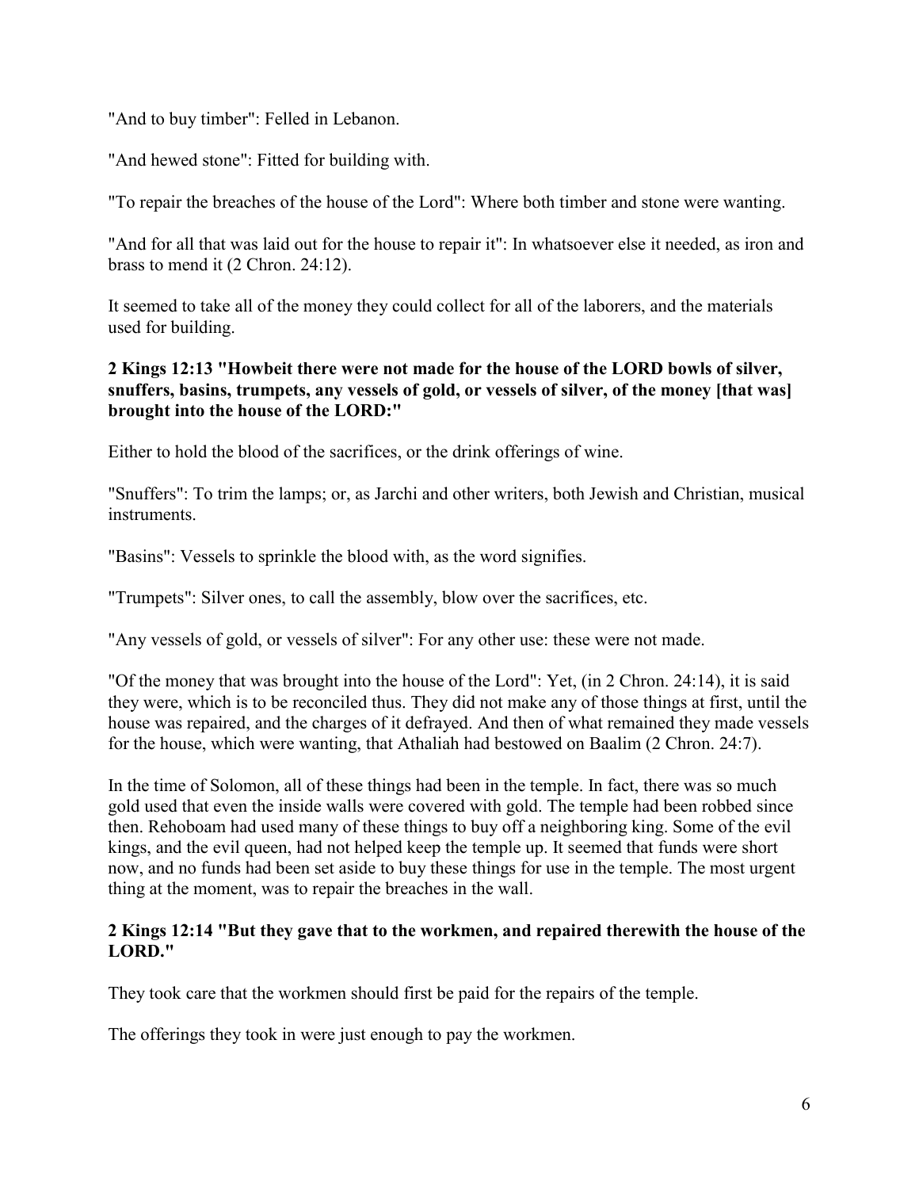"And to buy timber": Felled in Lebanon.

"And hewed stone": Fitted for building with.

"To repair the breaches of the house of the Lord": Where both timber and stone were wanting.

"And for all that was laid out for the house to repair it": In whatsoever else it needed, as iron and brass to mend it (2 Chron. 24:12).

It seemed to take all of the money they could collect for all of the laborers, and the materials used for building.

**2 Kings 12:13 "Howbeit there were not made for the house of the LORD bowls of silver, snuffers, basins, trumpets, any vessels of gold, or vessels of silver, of the money [that was] brought into the house of the LORD:"**

Either to hold the blood of the sacrifices, or the drink offerings of wine.

"Snuffers": To trim the lamps; or, as Jarchi and other writers, both Jewish and Christian, musical instruments.

"Basins": Vessels to sprinkle the blood with, as the word signifies.

"Trumpets": Silver ones, to call the assembly, blow over the sacrifices, etc.

"Any vessels of gold, or vessels of silver": For any other use: these were not made.

"Of the money that was brought into the house of the Lord": Yet, (in 2 Chron. 24:14), it is said they were, which is to be reconciled thus. They did not make any of those things at first, until the house was repaired, and the charges of it defrayed. And then of what remained they made vessels for the house, which were wanting, that Athaliah had bestowed on Baalim (2 Chron. 24:7).

In the time of Solomon, all of these things had been in the temple. In fact, there was so much gold used that even the inside walls were covered with gold. The temple had been robbed since then. Rehoboam had used many of these things to buy off a neighboring king. Some of the evil kings, and the evil queen, had not helped keep the temple up. It seemed that funds were short now, and no funds had been set aside to buy these things for use in the temple. The most urgent thing at the moment, was to repair the breaches in the wall.

**2 Kings 12:14 "But they gave that to the workmen, and repaired therewith the house of the LORD."**

They took care that the workmen should first be paid for the repairs of the temple.

The offerings they took in were just enough to pay the workmen.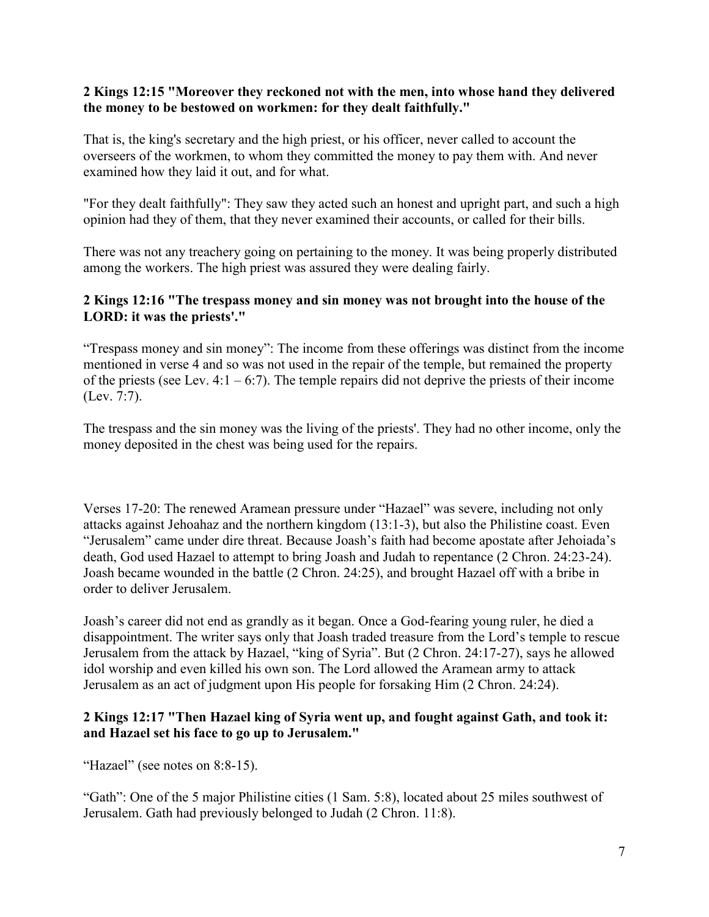**2 Kings 12:15 "Moreover they reckoned not with the men, into whose hand they delivered the money to be bestowed on workmen: for they dealt faithfully."**

That is, the king's secretary and the high priest, or his officer, never called to account the overseers of the workmen, to whom they committed the money to pay them with. And never examined how they laid it out, and for what.

"For they dealt faithfully": They saw they acted such an honest and upright part, and such a high opinion had they of them, that they never examined their accounts, or called for their bills.

There was not any treachery going on pertaining to the money. It was being properly distributed among the workers. The high priest was assured they were dealing fairly.

**2 Kings 12:16 "The trespass money and sin money was not brought into the house of the LORD: it was the priests'."**

"Trespass money and sin money": The income from these offerings was distinct from the income mentioned in verse 4 and so was not used in the repair of the temple, but remained the property of the priests (see Lev. 4:1 – 6:7). The temple repairs did not deprive the priests of their income (Lev. 7:7).

The trespass and the sin money was the living of the priests'. They had no other income, only the money deposited in the chest was being used for the repairs.

Verses 17-20: The renewed Aramean pressure under "Hazael" was severe, including not only attacks against Jehoahaz and the northern kingdom (13:1-3), but also the Philistine coast. Even "Jerusalem" came under dire threat. Because Joash's faith had become apostate after Jehoiada's death, God used Hazael to attempt to bring Joash and Judah to repentance (2 Chron. 24:23-24). Joash became wounded in the battle (2 Chron. 24:25), and brought Hazael off with a bribe in order to deliver Jerusalem.

Joash's career did not end as grandly as it began. Once a God-fearing young ruler, he died a disappointment. The writer says only that Joash traded treasure from the Lord's temple to rescue Jerusalem from the attack by Hazael, "king of Syria". But (2 Chron. 24:17-27), says he allowed idol worship and even killed his own son. The Lord allowed the Aramean army to attack Jerusalem as an act of judgment upon His people for forsaking Him (2 Chron. 24:24).

**2 Kings 12:17 "Then Hazael king of Syria went up, and fought against Gath, and took it: and Hazael set his face to go up to Jerusalem."**

"Hazael" (see notes on 8:8-15).

"Gath": One of the 5 major Philistine cities (1 Sam. 5:8), located about 25 miles southwest of Jerusalem. Gath had previously belonged to Judah (2 Chron. 11:8).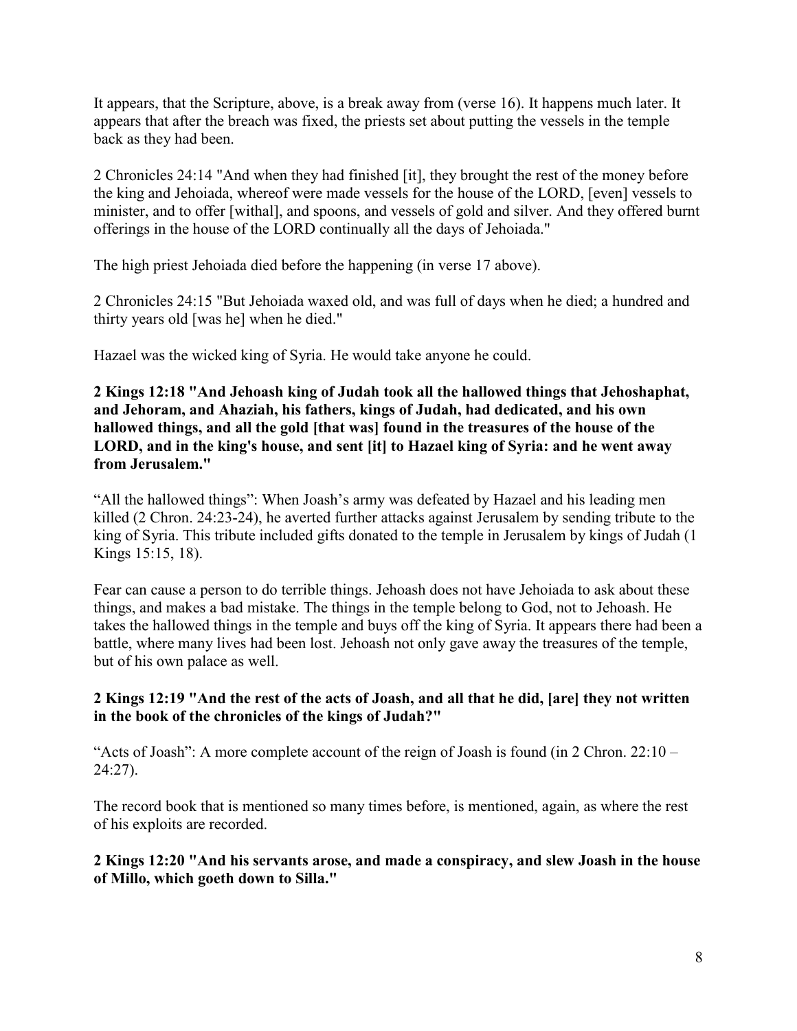It appears, that the Scripture, above, is a break away from (verse 16). It happens much later. It appears that after the breach was fixed, the priests set about putting the vessels in the temple back as they had been.

2 Chronicles 24:14 "And when they had finished [it], they brought the rest of the money before the king and Jehoiada, whereof were made vessels for the house of the LORD, [even] vessels to minister, and to offer [withal], and spoons, and vessels of gold and silver. And they offered burnt offerings in the house of the LORD continually all the days of Jehoiada."

The high priest Jehoiada died before the happening (in verse 17 above).

2 Chronicles 24:15 "But Jehoiada waxed old, and was full of days when he died; a hundred and thirty years old [was he] when he died."

Hazael was the wicked king of Syria. He would take anyone he could.

**2 Kings 12:18 "And Jehoash king of Judah took all the hallowed things that Jehoshaphat, and Jehoram, and Ahaziah, his fathers, kings of Judah, had dedicated, and his own hallowed things, and all the gold [that was] found in the treasures of the house of the LORD, and in the king's house, and sent [it] to Hazael king of Syria: and he went away from Jerusalem."**

"All the hallowed things": When Joash's army was defeated by Hazael and his leading men killed (2 Chron. 24:23-24), he averted further attacks against Jerusalem by sending tribute to the king of Syria. This tribute included gifts donated to the temple in Jerusalem by kings of Judah (1 Kings 15:15, 18).

Fear can cause a person to do terrible things. Jehoash does not have Jehoiada to ask about these things, and makes a bad mistake. The things in the temple belong to God, not to Jehoash. He takes the hallowed things in the temple and buys off the king of Syria. It appears there had been a battle, where many lives had been lost. Jehoash not only gave away the treasures of the temple, but of his own palace as well.

**2 Kings 12:19 "And the rest of the acts of Joash, and all that he did, [are] they not written in the book of the chronicles of the kings of Judah?"**

"Acts of Joash": A more complete account of the reign of Joash is found (in 2 Chron. 22:10 – 24:27).

The record book that is mentioned so many times before, is mentioned, again, as where the rest of his exploits are recorded.

**2 Kings 12:20 "And his servants arose, and made a conspiracy, and slew Joash in the house of Millo, which goeth down to Silla."**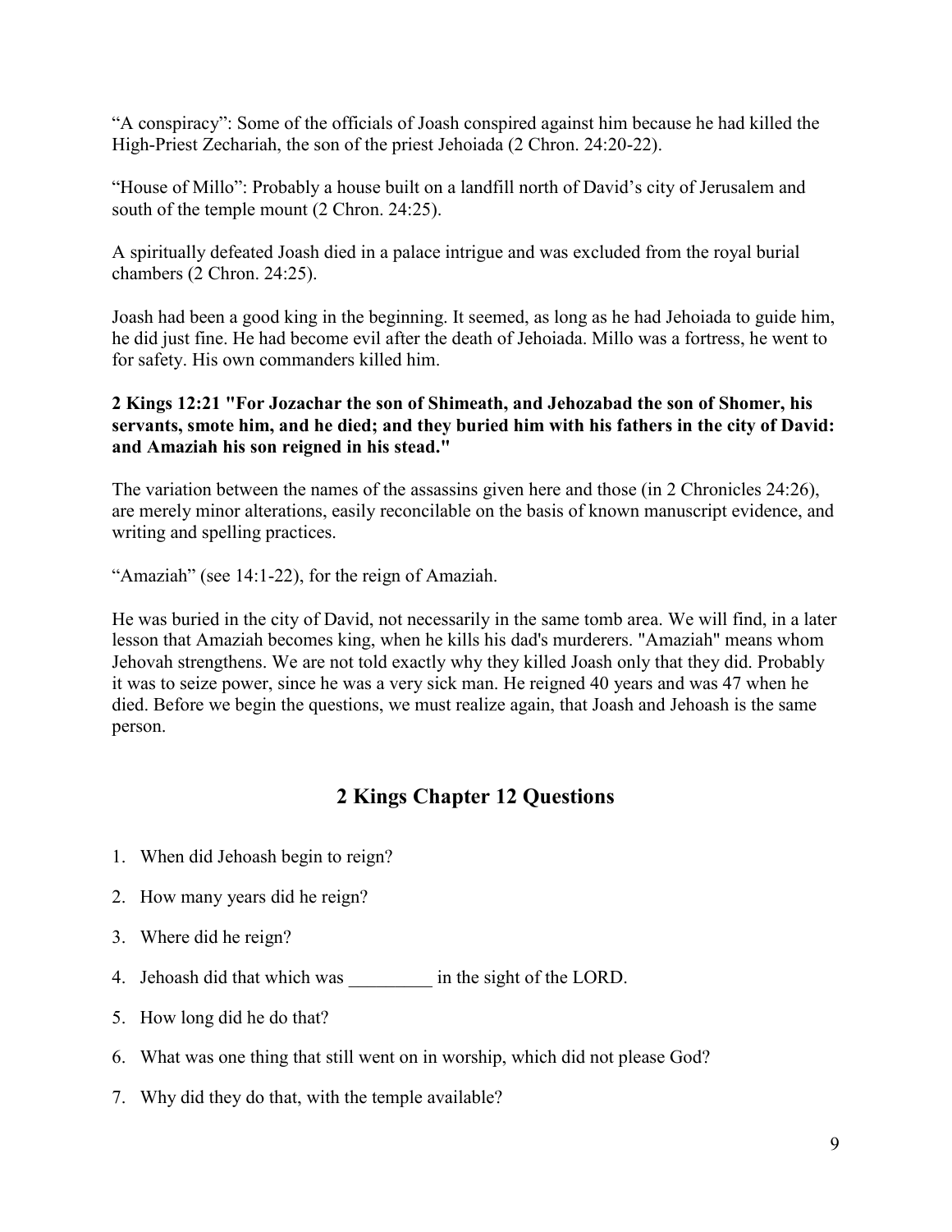"A conspiracy": Some of the officials of Joash conspired against him because he had killed the High-Priest Zechariah, the son of the priest Jehoiada (2 Chron. 24:20-22).

"House of Millo": Probably a house built on a landfill north of David's city of Jerusalem and south of the temple mount (2 Chron. 24:25).

A spiritually defeated Joash died in a palace intrigue and was excluded from the royal burial chambers (2 Chron. 24:25).

Joash had been a good king in the beginning. It seemed, as long as he had Jehoiada to guide him, he did just fine. He had become evil after the death of Jehoiada. Millo was a fortress, he went to for safety. His own commanders killed him.

**2 Kings 12:21 "For Jozachar the son of Shimeath, and Jehozabad the son of Shomer, his servants, smote him, and he died; and they buried him with his fathers in the city of David: and Amaziah his son reigned in his stead."**

The variation between the names of the assassins given here and those (in 2 Chronicles 24:26), are merely minor alterations, easily reconcilable on the basis of known manuscript evidence, and writing and spelling practices.

"Amaziah" (see 14:1-22), for the reign of Amaziah.

He was buried in the city of David, not necessarily in the same tomb area. We will find, in a later lesson that Amaziah becomes king, when he kills his dad's murderers. "Amaziah" means whom Jehovah strengthens. We are not told exactly why they killed Joash only that they did. Probably it was to seize power, since he was a very sick man. He reigned 40 years and was 47 when he died. Before we begin the questions, we must realize again, that Joash and Jehoash is the same person.

## 2 Kings Chapter 12 Questions

1. When did Jehoash begin to reign?
2. How many years did he reign?
3. Where did he reign?
4. Jehoash did that which was _________ in the sight of the LORD.
5. How long did he do that?
6. What was one thing that still went on in worship, which did not please God?
7. Why did they do that, with the temple available?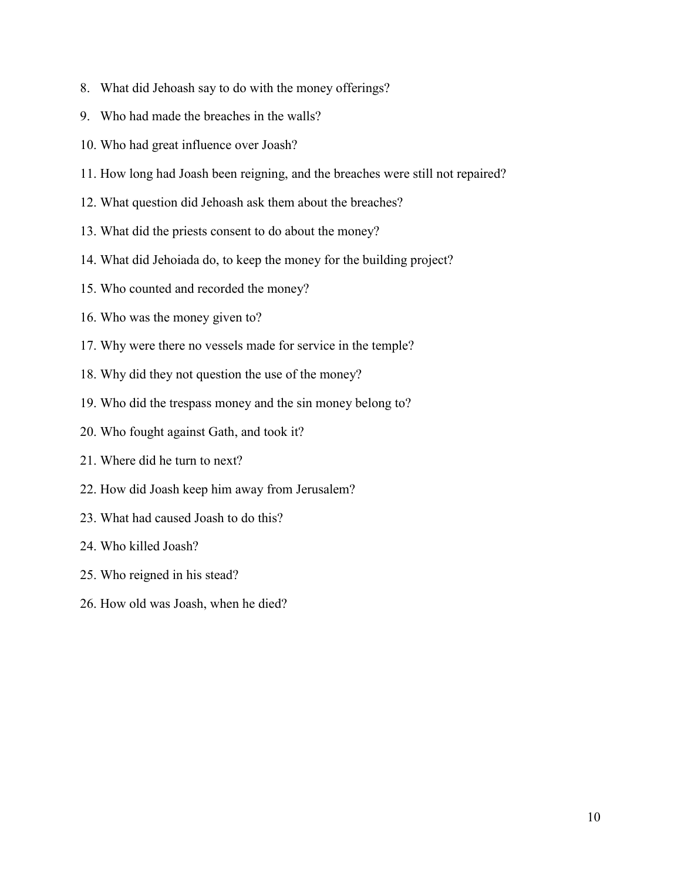8. What did Jehoash say to do with the money offerings?
9. Who had made the breaches in the walls?
10. Who had great influence over Joash?
11. How long had Joash been reigning, and the breaches were still not repaired?
12. What question did Jehoash ask them about the breaches?
13. What did the priests consent to do about the money?
14. What did Jehoiada do, to keep the money for the building project?
15. Who counted and recorded the money?
16. Who was the money given to?
17. Why were there no vessels made for service in the temple?
18. Why did they not question the use of the money?
19. Who did the trespass money and the sin money belong to?
20. Who fought against Gath, and took it?
21. Where did he turn to next?
22. How did Joash keep him away from Jerusalem?
23. What had caused Joash to do this?
24. Who killed Joash?
25. Who reigned in his stead?
26. How old was Joash, when he died?